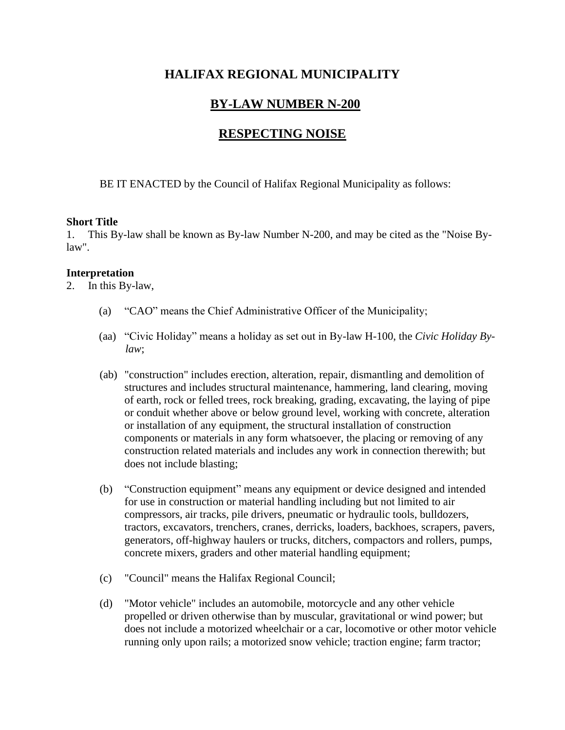# HALIFAX REGIONAL MUNICIPALITY

## BY-LAW NUMBER N-200

## RESPECTING NOISE

BE IT ENACTED by the Council of Halifax Regional Municipality as follows:

**Short Title**

1. This By-law shall be known as By-law Number N-200, and may be cited as the "Noise By-law".

**Interpretation**

2. In this By-law,

(a) "CAO" means the Chief Administrative Officer of the Municipality;

(aa) "Civic Holiday" means a holiday as set out in By-law H-100, the *Civic Holiday By-law*;

(ab) "construction" includes erection, alteration, repair, dismantling and demolition of structures and includes structural maintenance, hammering, land clearing, moving of earth, rock or felled trees, rock breaking, grading, excavating, the laying of pipe or conduit whether above or below ground level, working with concrete, alteration or installation of any equipment, the structural installation of construction components or materials in any form whatsoever, the placing or removing of any construction related materials and includes any work in connection therewith; but does not include blasting;

(b) "Construction equipment" means any equipment or device designed and intended for use in construction or material handling including but not limited to air compressors, air tracks, pile drivers, pneumatic or hydraulic tools, bulldozers, tractors, excavators, trenchers, cranes, derricks, loaders, backhoes, scrapers, pavers, generators, off-highway haulers or trucks, ditchers, compactors and rollers, pumps, concrete mixers, graders and other material handling equipment;

(c) "Council" means the Halifax Regional Council;

(d) "Motor vehicle" includes an automobile, motorcycle and any other vehicle propelled or driven otherwise than by muscular, gravitational or wind power; but does not include a motorized wheelchair or a car, locomotive or other motor vehicle running only upon rails; a motorized snow vehicle; traction engine; farm tractor;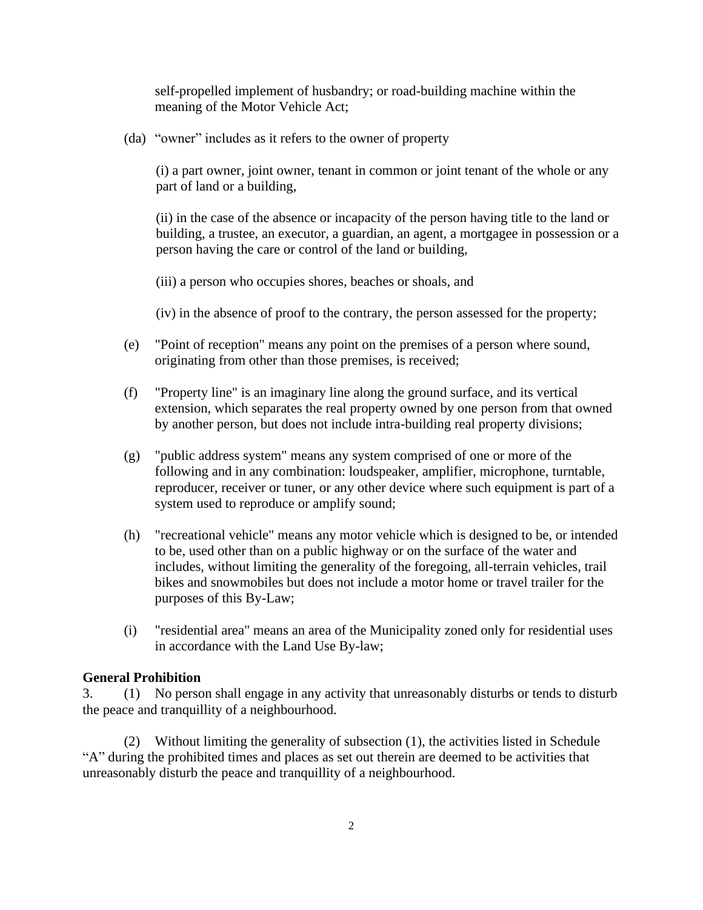self-propelled implement of husbandry; or road-building machine within the meaning of the Motor Vehicle Act;

(da) "owner" includes as it refers to the owner of property

(i) a part owner, joint owner, tenant in common or joint tenant of the whole or any part of land or a building,

(ii) in the case of the absence or incapacity of the person having title to the land or building, a trustee, an executor, a guardian, an agent, a mortgagee in possession or a person having the care or control of the land or building,

(iii) a person who occupies shores, beaches or shoals, and

(iv) in the absence of proof to the contrary, the person assessed for the property;

(e) "Point of reception" means any point on the premises of a person where sound, originating from other than those premises, is received;

(f) "Property line" is an imaginary line along the ground surface, and its vertical extension, which separates the real property owned by one person from that owned by another person, but does not include intra-building real property divisions;

(g) "public address system" means any system comprised of one or more of the following and in any combination: loudspeaker, amplifier, microphone, turntable, reproducer, receiver or tuner, or any other device where such equipment is part of a system used to reproduce or amplify sound;

(h) "recreational vehicle" means any motor vehicle which is designed to be, or intended to be, used other than on a public highway or on the surface of the water and includes, without limiting the generality of the foregoing, all-terrain vehicles, trail bikes and snowmobiles but does not include a motor home or travel trailer for the purposes of this By-Law;

(i) "residential area" means an area of the Municipality zoned only for residential uses in accordance with the Land Use By-law;

**General Prohibition**

3. (1) No person shall engage in any activity that unreasonably disturbs or tends to disturb the peace and tranquillity of a neighbourhood.

(2) Without limiting the generality of subsection (1), the activities listed in Schedule "A" during the prohibited times and places as set out therein are deemed to be activities that unreasonably disturb the peace and tranquillity of a neighbourhood.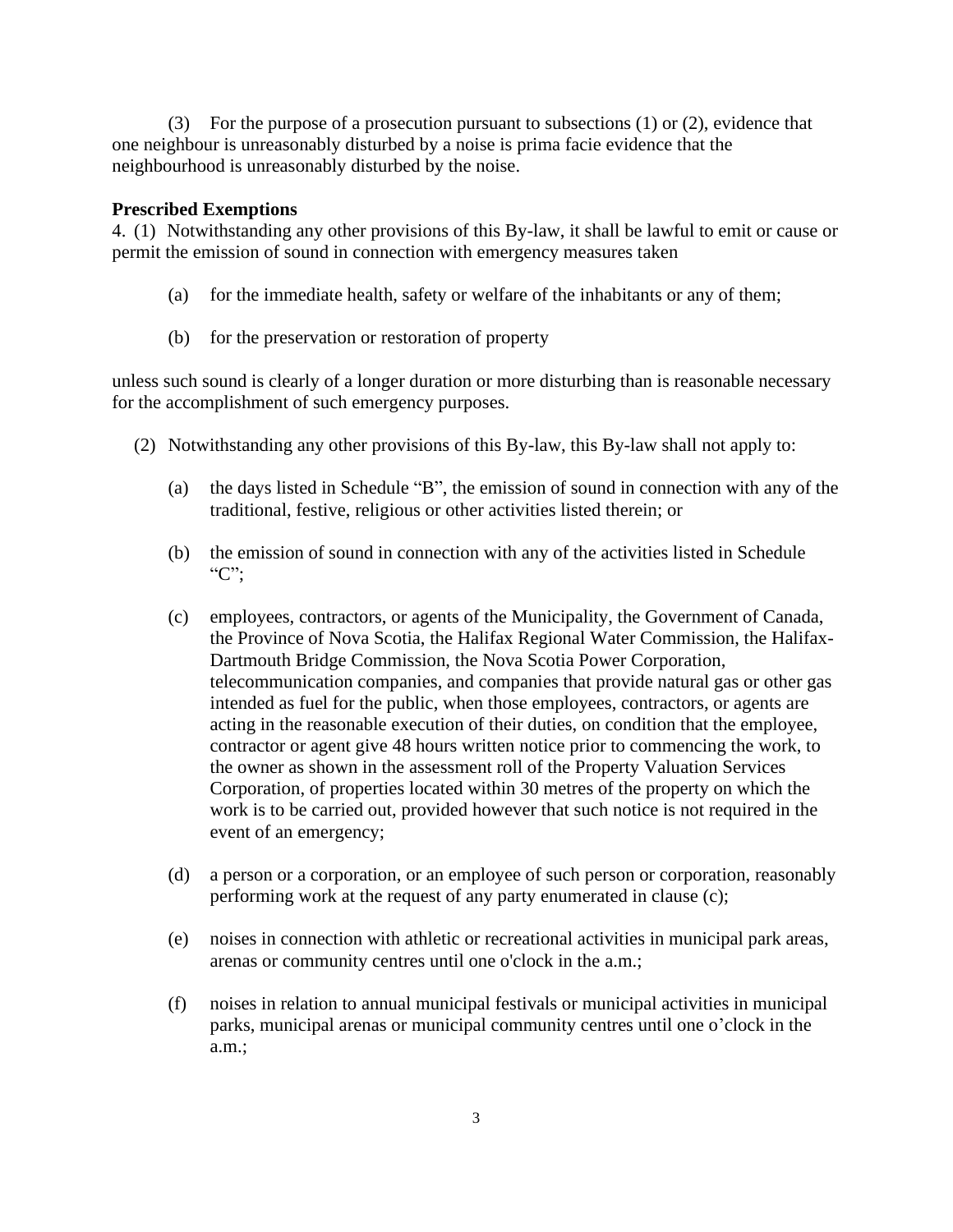(3) For the purpose of a prosecution pursuant to subsections (1) or (2), evidence that one neighbour is unreasonably disturbed by a noise is prima facie evidence that the neighbourhood is unreasonably disturbed by the noise.

**Prescribed Exemptions**

4. (1) Notwithstanding any other provisions of this By-law, it shall be lawful to emit or cause or permit the emission of sound in connection with emergency measures taken

(a) for the immediate health, safety or welfare of the inhabitants or any of them;

(b) for the preservation or restoration of property

unless such sound is clearly of a longer duration or more disturbing than is reasonable necessary for the accomplishment of such emergency purposes.

(2) Notwithstanding any other provisions of this By-law, this By-law shall not apply to:

(a) the days listed in Schedule "B", the emission of sound in connection with any of the traditional, festive, religious or other activities listed therein; or

(b) the emission of sound in connection with any of the activities listed in Schedule "C";

(c) employees, contractors, or agents of the Municipality, the Government of Canada, the Province of Nova Scotia, the Halifax Regional Water Commission, the Halifax-Dartmouth Bridge Commission, the Nova Scotia Power Corporation, telecommunication companies, and companies that provide natural gas or other gas intended as fuel for the public, when those employees, contractors, or agents are acting in the reasonable execution of their duties, on condition that the employee, contractor or agent give 48 hours written notice prior to commencing the work, to the owner as shown in the assessment roll of the Property Valuation Services Corporation, of properties located within 30 metres of the property on which the work is to be carried out, provided however that such notice is not required in the event of an emergency;

(d) a person or a corporation, or an employee of such person or corporation, reasonably performing work at the request of any party enumerated in clause (c);

(e) noises in connection with athletic or recreational activities in municipal park areas, arenas or community centres until one o'clock in the a.m.;

(f) noises in relation to annual municipal festivals or municipal activities in municipal parks, municipal arenas or municipal community centres until one o'clock in the a.m.;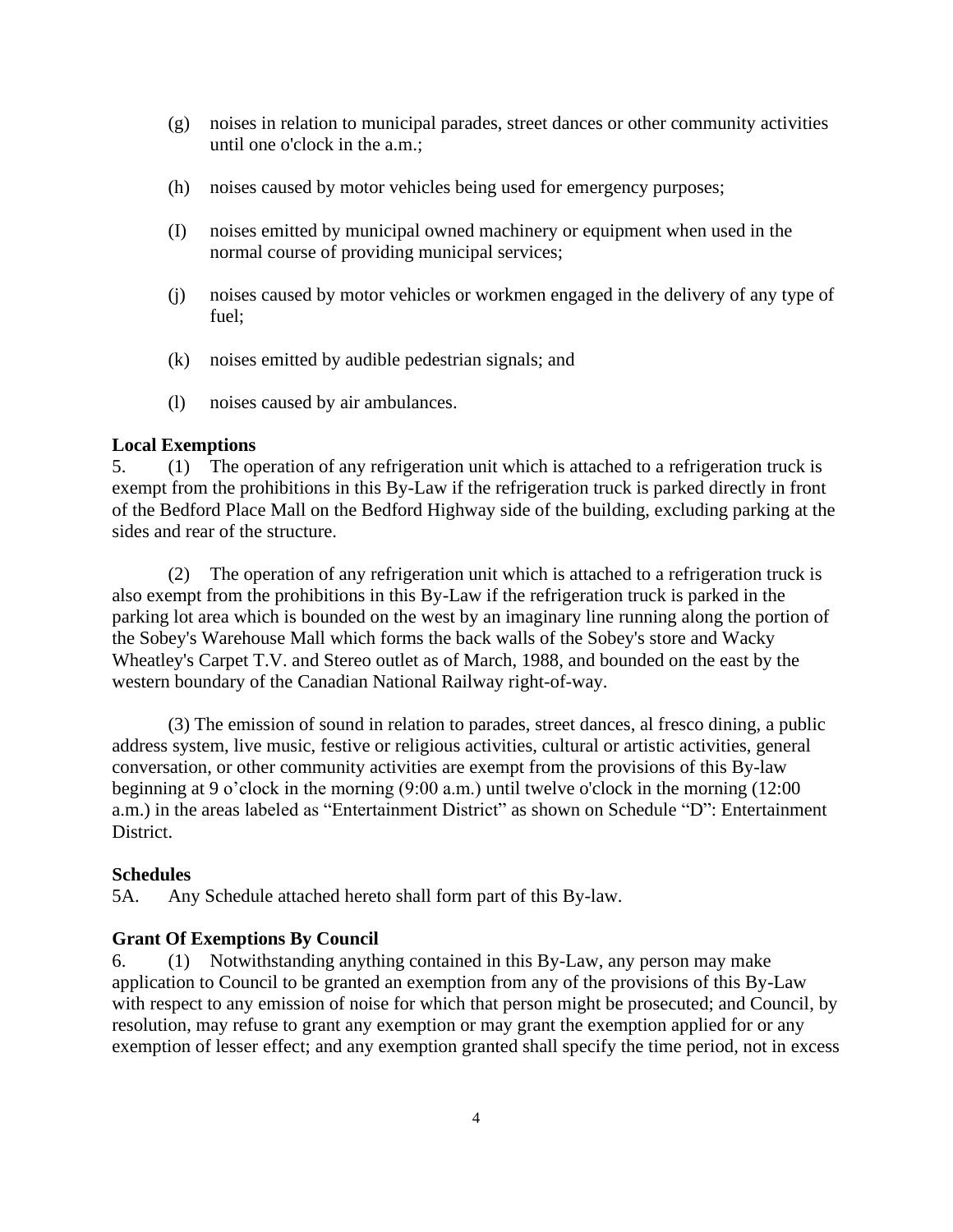(g) noises in relation to municipal parades, street dances or other community activities until one o'clock in the a.m.;

(h) noises caused by motor vehicles being used for emergency purposes;

(I) noises emitted by municipal owned machinery or equipment when used in the normal course of providing municipal services;

(j) noises caused by motor vehicles or workmen engaged in the delivery of any type of fuel;

(k) noises emitted by audible pedestrian signals; and

(l) noises caused by air ambulances.

**Local Exemptions**

5. (1) The operation of any refrigeration unit which is attached to a refrigeration truck is exempt from the prohibitions in this By-Law if the refrigeration truck is parked directly in front of the Bedford Place Mall on the Bedford Highway side of the building, excluding parking at the sides and rear of the structure.

(2) The operation of any refrigeration unit which is attached to a refrigeration truck is also exempt from the prohibitions in this By-Law if the refrigeration truck is parked in the parking lot area which is bounded on the west by an imaginary line running along the portion of the Sobey's Warehouse Mall which forms the back walls of the Sobey's store and Wacky Wheatley's Carpet T.V. and Stereo outlet as of March, 1988, and bounded on the east by the western boundary of the Canadian National Railway right-of-way.

(3) The emission of sound in relation to parades, street dances, al fresco dining, a public address system, live music, festive or religious activities, cultural or artistic activities, general conversation, or other community activities are exempt from the provisions of this By-law beginning at 9 o'clock in the morning (9:00 a.m.) until twelve o'clock in the morning (12:00 a.m.) in the areas labeled as "Entertainment District" as shown on Schedule "D": Entertainment District.

**Schedules**

5A. Any Schedule attached hereto shall form part of this By-law.

**Grant Of Exemptions By Council**

6. (1) Notwithstanding anything contained in this By-Law, any person may make application to Council to be granted an exemption from any of the provisions of this By-Law with respect to any emission of noise for which that person might be prosecuted; and Council, by resolution, may refuse to grant any exemption or may grant the exemption applied for or any exemption of lesser effect; and any exemption granted shall specify the time period, not in excess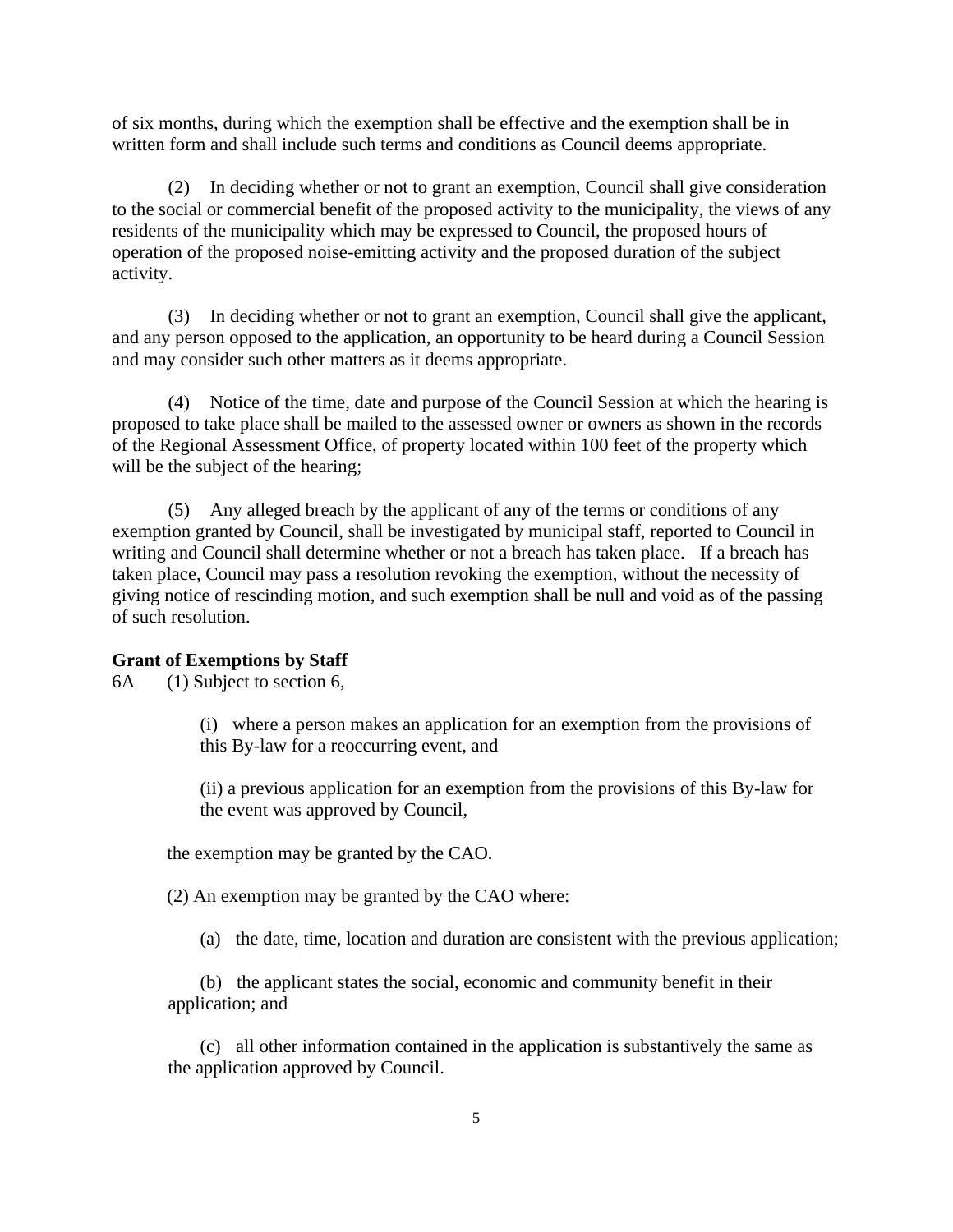of six months, during which the exemption shall be effective and the exemption shall be in written form and shall include such terms and conditions as Council deems appropriate.

(2) In deciding whether or not to grant an exemption, Council shall give consideration to the social or commercial benefit of the proposed activity to the municipality, the views of any residents of the municipality which may be expressed to Council, the proposed hours of operation of the proposed noise-emitting activity and the proposed duration of the subject activity.

(3) In deciding whether or not to grant an exemption, Council shall give the applicant, and any person opposed to the application, an opportunity to be heard during a Council Session and may consider such other matters as it deems appropriate.

(4) Notice of the time, date and purpose of the Council Session at which the hearing is proposed to take place shall be mailed to the assessed owner or owners as shown in the records of the Regional Assessment Office, of property located within 100 feet of the property which will be the subject of the hearing;

(5) Any alleged breach by the applicant of any of the terms or conditions of any exemption granted by Council, shall be investigated by municipal staff, reported to Council in writing and Council shall determine whether or not a breach has taken place. If a breach has taken place, Council may pass a resolution revoking the exemption, without the necessity of giving notice of rescinding motion, and such exemption shall be null and void as of the passing of such resolution.

**Grant of Exemptions by Staff**

6A (1) Subject to section 6,

(i) where a person makes an application for an exemption from the provisions of this By-law for a reoccurring event, and

(ii) a previous application for an exemption from the provisions of this By-law for the event was approved by Council,

the exemption may be granted by the CAO.

(2) An exemption may be granted by the CAO where:

(a) the date, time, location and duration are consistent with the previous application;

(b) the applicant states the social, economic and community benefit in their application; and

(c) all other information contained in the application is substantively the same as the application approved by Council.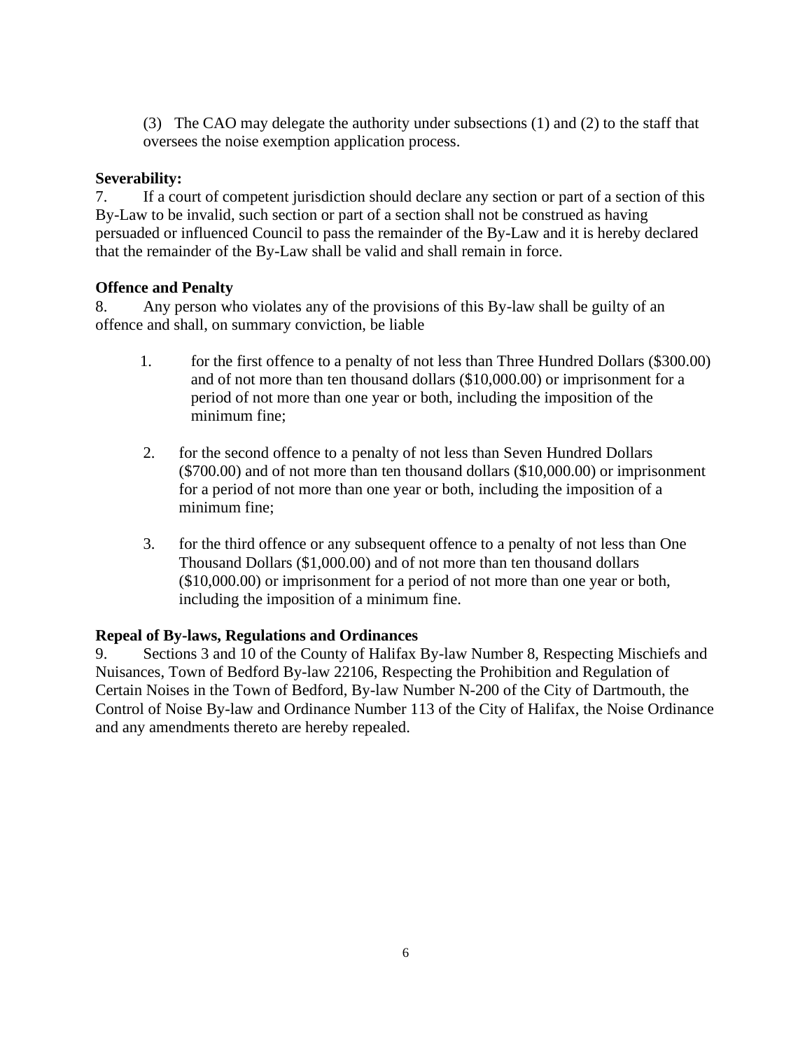(3) The CAO may delegate the authority under subsections (1) and (2) to the staff that oversees the noise exemption application process.

**Severability:**

7. If a court of competent jurisdiction should declare any section or part of a section of this By-Law to be invalid, such section or part of a section shall not be construed as having persuaded or influenced Council to pass the remainder of the By-Law and it is hereby declared that the remainder of the By-Law shall be valid and shall remain in force.

**Offence and Penalty**

8. Any person who violates any of the provisions of this By-law shall be guilty of an offence and shall, on summary conviction, be liable

1. for the first offence to a penalty of not less than Three Hundred Dollars ($300.00) and of not more than ten thousand dollars ($10,000.00) or imprisonment for a period of not more than one year or both, including the imposition of the minimum fine;

2. for the second offence to a penalty of not less than Seven Hundred Dollars ($700.00) and of not more than ten thousand dollars ($10,000.00) or imprisonment for a period of not more than one year or both, including the imposition of a minimum fine;

3. for the third offence or any subsequent offence to a penalty of not less than One Thousand Dollars ($1,000.00) and of not more than ten thousand dollars ($10,000.00) or imprisonment for a period of not more than one year or both, including the imposition of a minimum fine.

**Repeal of By-laws, Regulations and Ordinances**

9. Sections 3 and 10 of the County of Halifax By-law Number 8, Respecting Mischiefs and Nuisances, Town of Bedford By-law 22106, Respecting the Prohibition and Regulation of Certain Noises in the Town of Bedford, By-law Number N-200 of the City of Dartmouth, the Control of Noise By-law and Ordinance Number 113 of the City of Halifax, the Noise Ordinance and any amendments thereto are hereby repealed.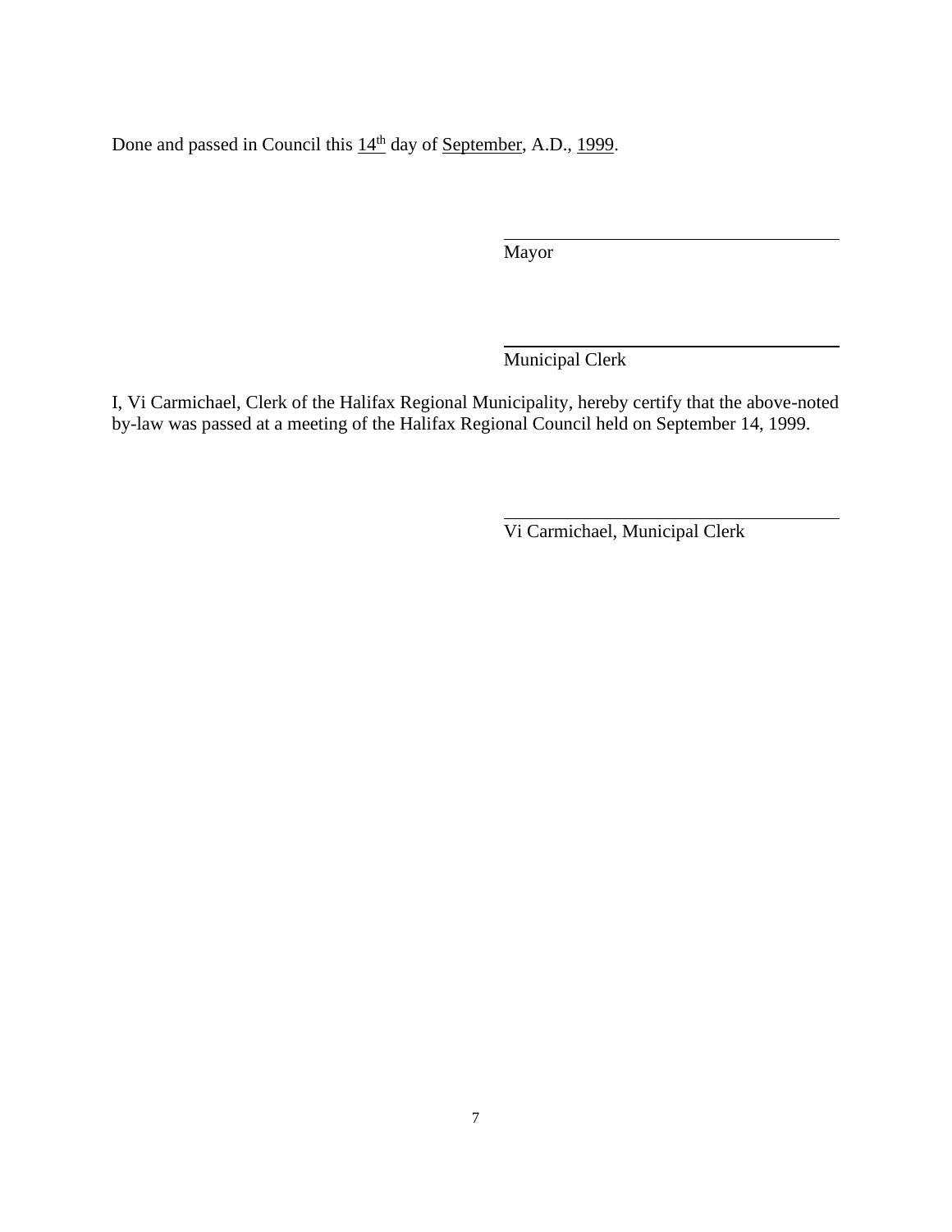Done and passed in Council this 14th day of September, A.D., 1999.

\_\_\_\_\_\_\_\_\_\_\_\_\_\_\_\_\_\_\_\_\_\_\_\_\_\_\_\_\_\_\_\_\_\_\_\_
Mayor

\_\_\_\_\_\_\_\_\_\_\_\_\_\_\_\_\_\_\_\_\_\_\_\_\_\_\_\_\_\_\_\_\_\_\_\_
Municipal Clerk

I, Vi Carmichael, Clerk of the Halifax Regional Municipality, hereby certify that the above-noted by-law was passed at a meeting of the Halifax Regional Council held on September 14, 1999.

\_\_\_\_\_\_\_\_\_\_\_\_\_\_\_\_\_\_\_\_\_\_\_\_\_\_\_\_\_\_\_\_\_\_\_\_
Vi Carmichael, Municipal Clerk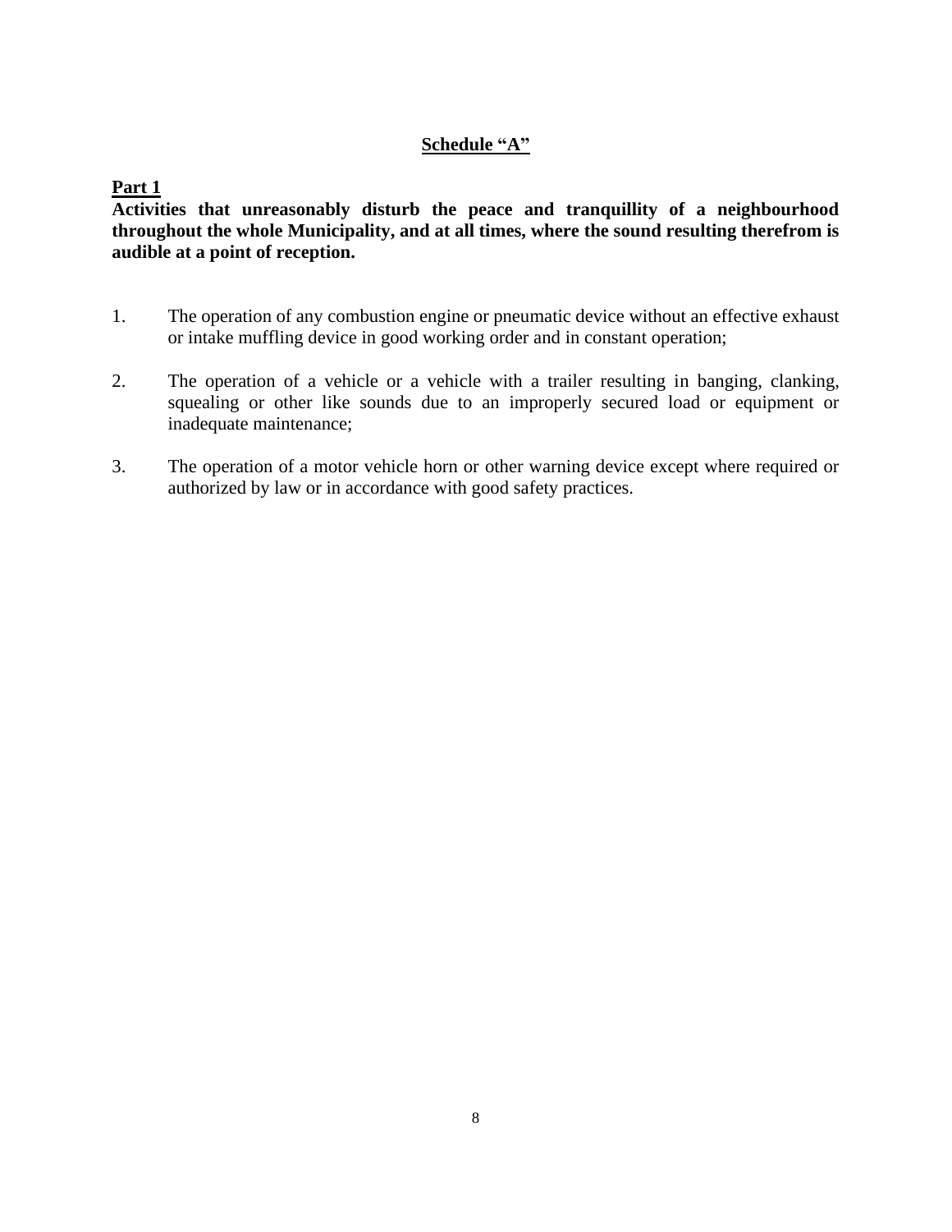## Schedule "A"

### Part 1

**Activities that unreasonably disturb the peace and tranquillity of a neighbourhood throughout the whole Municipality, and at all times, where the sound resulting therefrom is audible at a point of reception.**

1. The operation of any combustion engine or pneumatic device without an effective exhaust or intake muffling device in good working order and in constant operation;

2. The operation of a vehicle or a vehicle with a trailer resulting in banging, clanking, squealing or other like sounds due to an improperly secured load or equipment or inadequate maintenance;

3. The operation of a motor vehicle horn or other warning device except where required or authorized by law or in accordance with good safety practices.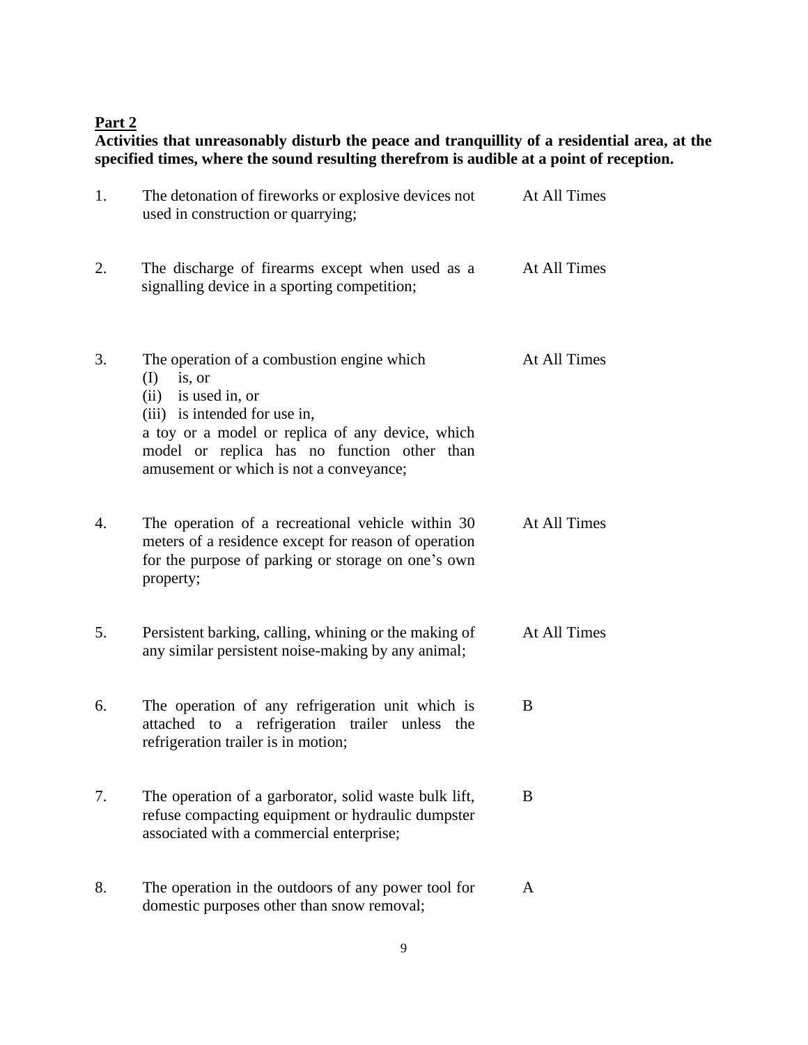**Part 2**

**Activities that unreasonably disturb the peace and tranquillity of a residential area, at the specified times, where the sound resulting therefrom is audible at a point of reception.**

| | | |
|---|---|---|
| 1. | The detonation of fireworks or explosive devices not used in construction or quarrying; | At All Times |
| 2. | The discharge of firearms except when used as a signalling device in a sporting competition; | At All Times |
| 3. | The operation of a combustion engine which<br>(I) is, or<br>(ii) is used in, or<br>(iii) is intended for use in,<br>a toy or a model or replica of any device, which model or replica has no function other than amusement or which is not a conveyance; | At All Times |
| 4. | The operation of a recreational vehicle within 30 meters of a residence except for reason of operation for the purpose of parking or storage on one's own property; | At All Times |
| 5. | Persistent barking, calling, whining or the making of any similar persistent noise-making by any animal; | At All Times |
| 6. | The operation of any refrigeration unit which is attached to a refrigeration trailer unless the refrigeration trailer is in motion; | B |
| 7. | The operation of a garborator, solid waste bulk lift, refuse compacting equipment or hydraulic dumpster associated with a commercial enterprise; | B |
| 8. | The operation in the outdoors of any power tool for domestic purposes other than snow removal; | A |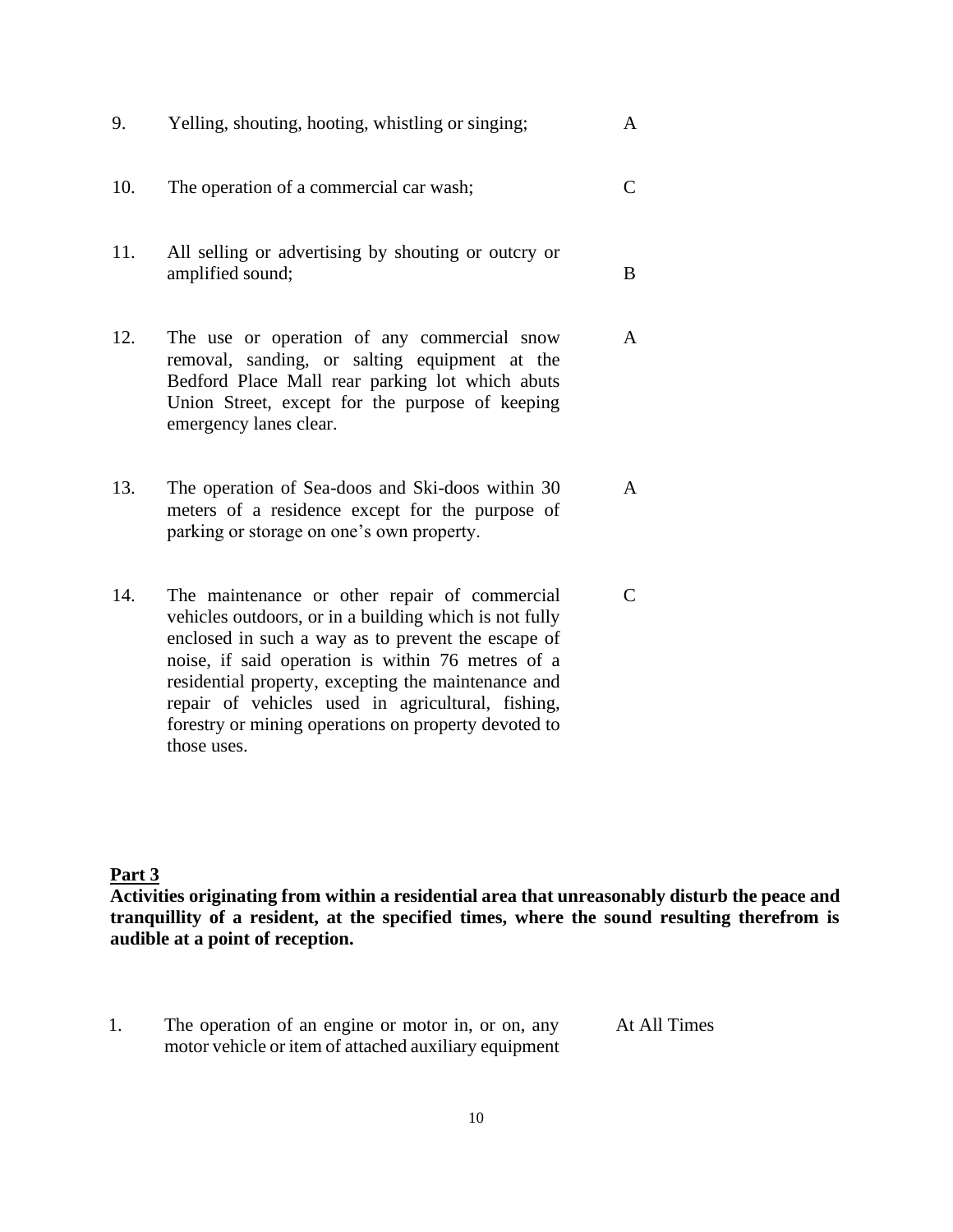| | | |
|---|---|---|
| 9. | Yelling, shouting, hooting, whistling or singing; | A |
| 10. | The operation of a commercial car wash; | C |
| 11. | All selling or advertising by shouting or outcry or amplified sound; | B |
| 12. | The use or operation of any commercial snow removal, sanding, or salting equipment at the Bedford Place Mall rear parking lot which abuts Union Street, except for the purpose of keeping emergency lanes clear. | A |
| 13. | The operation of Sea-doos and Ski-doos within 30 meters of a residence except for the purpose of parking or storage on one's own property. | A |
| 14. | The maintenance or other repair of commercial vehicles outdoors, or in a building which is not fully enclosed in such a way as to prevent the escape of noise, if said operation is within 76 metres of a residential property, excepting the maintenance and repair of vehicles used in agricultural, fishing, forestry or mining operations on property devoted to those uses. | C |

**Part 3**

**Activities originating from within a residential area that unreasonably disturb the peace and tranquillity of a resident, at the specified times, where the sound resulting therefrom is audible at a point of reception.**

| | | |
|---|---|---|
| 1. | The operation of an engine or motor in, or on, any motor vehicle or item of attached auxiliary equipment | At All Times |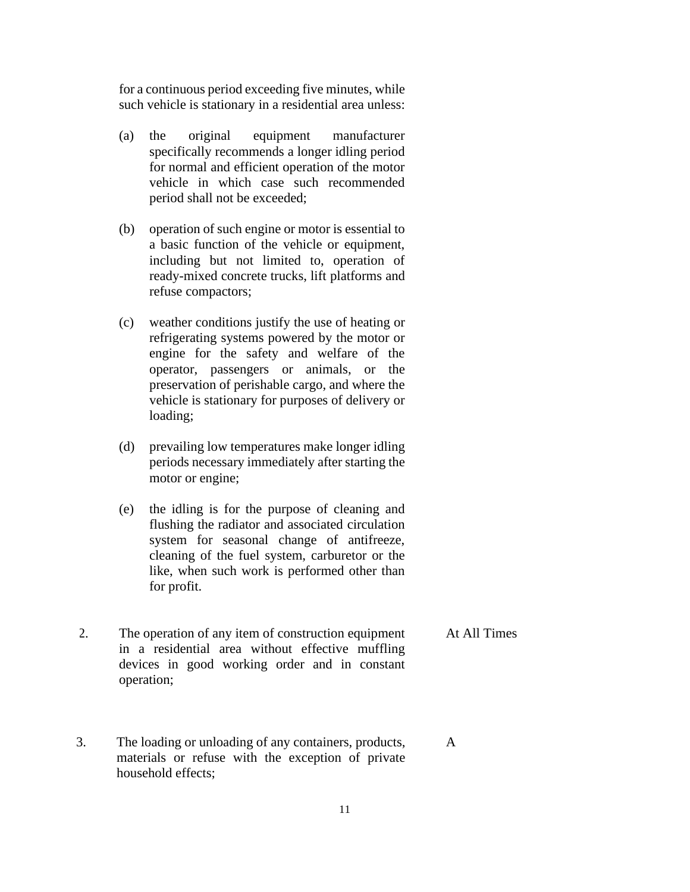for a continuous period exceeding five minutes, while such vehicle is stationary in a residential area unless:

(a) the original equipment manufacturer specifically recommends a longer idling period for normal and efficient operation of the motor vehicle in which case such recommended period shall not be exceeded;

(b) operation of such engine or motor is essential to a basic function of the vehicle or equipment, including but not limited to, operation of ready-mixed concrete trucks, lift platforms and refuse compactors;

(c) weather conditions justify the use of heating or refrigerating systems powered by the motor or engine for the safety and welfare of the operator, passengers or animals, or the preservation of perishable cargo, and where the vehicle is stationary for purposes of delivery or loading;

(d) prevailing low temperatures make longer idling periods necessary immediately after starting the motor or engine;

(e) the idling is for the purpose of cleaning and flushing the radiator and associated circulation system for seasonal change of antifreeze, cleaning of the fuel system, carburetor or the like, when such work is performed other than for profit.

| | | |
|---|---|---|
| 2. | The operation of any item of construction equipment in a residential area without effective muffling devices in good working order and in constant operation; | At All Times |
| 3. | The loading or unloading of any containers, products, materials or refuse with the exception of private household effects; | A |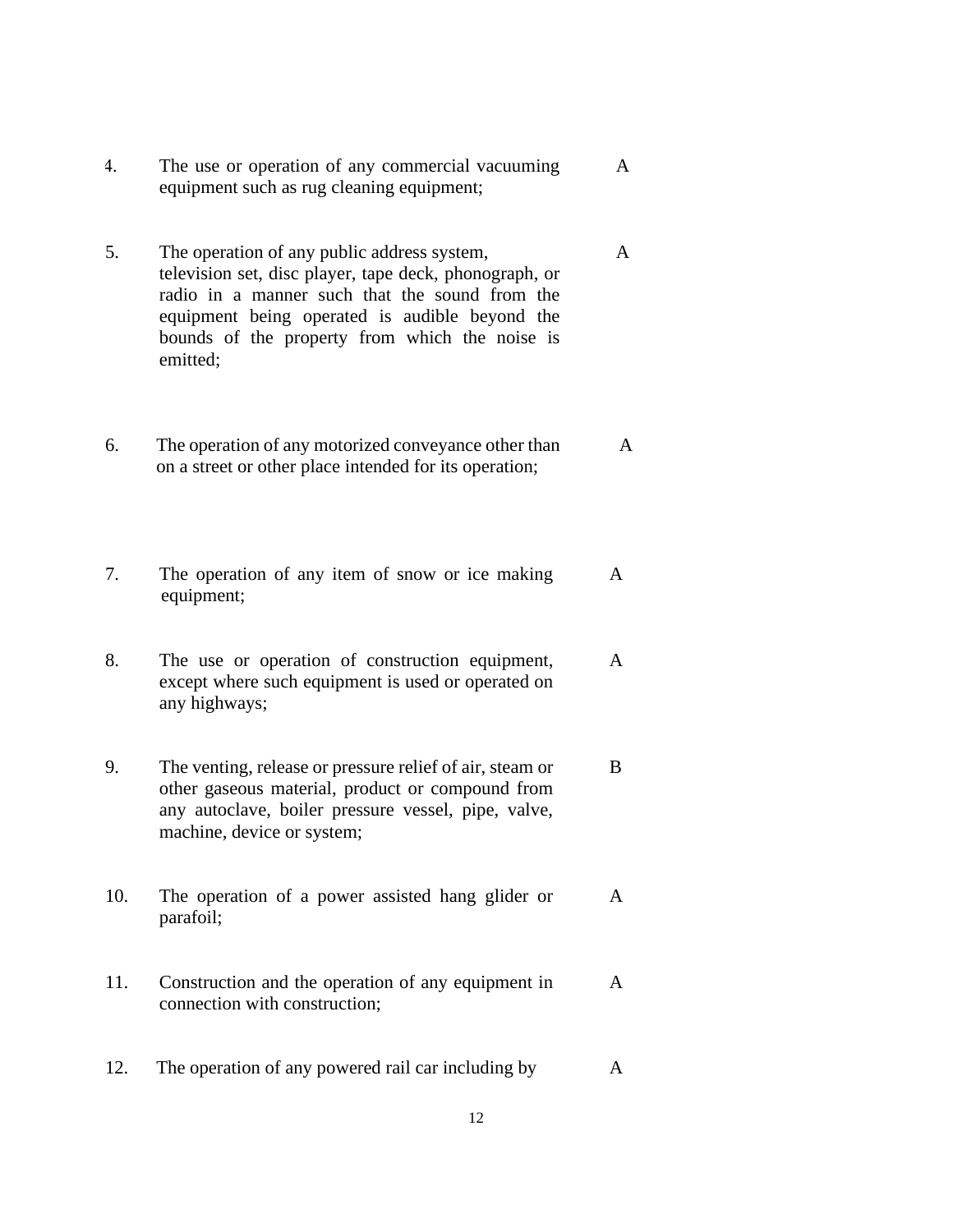| | | |
|---|---|---|
| 4. | The use or operation of any commercial vacuuming equipment such as rug cleaning equipment; | A |
| 5. | The operation of any public address system, television set, disc player, tape deck, phonograph, or radio in a manner such that the sound from the equipment being operated is audible beyond the bounds of the property from which the noise is emitted; | A |
| 6. | The operation of any motorized conveyance other than on a street or other place intended for its operation; | A |
| 7. | The operation of any item of snow or ice making equipment; | A |
| 8. | The use or operation of construction equipment, except where such equipment is used or operated on any highways; | A |
| 9. | The venting, release or pressure relief of air, steam or other gaseous material, product or compound from any autoclave, boiler pressure vessel, pipe, valve, machine, device or system; | B |
| 10. | The operation of a power assisted hang glider or parafoil; | A |
| 11. | Construction and the operation of any equipment in connection with construction; | A |
| 12. | The operation of any powered rail car including by | A |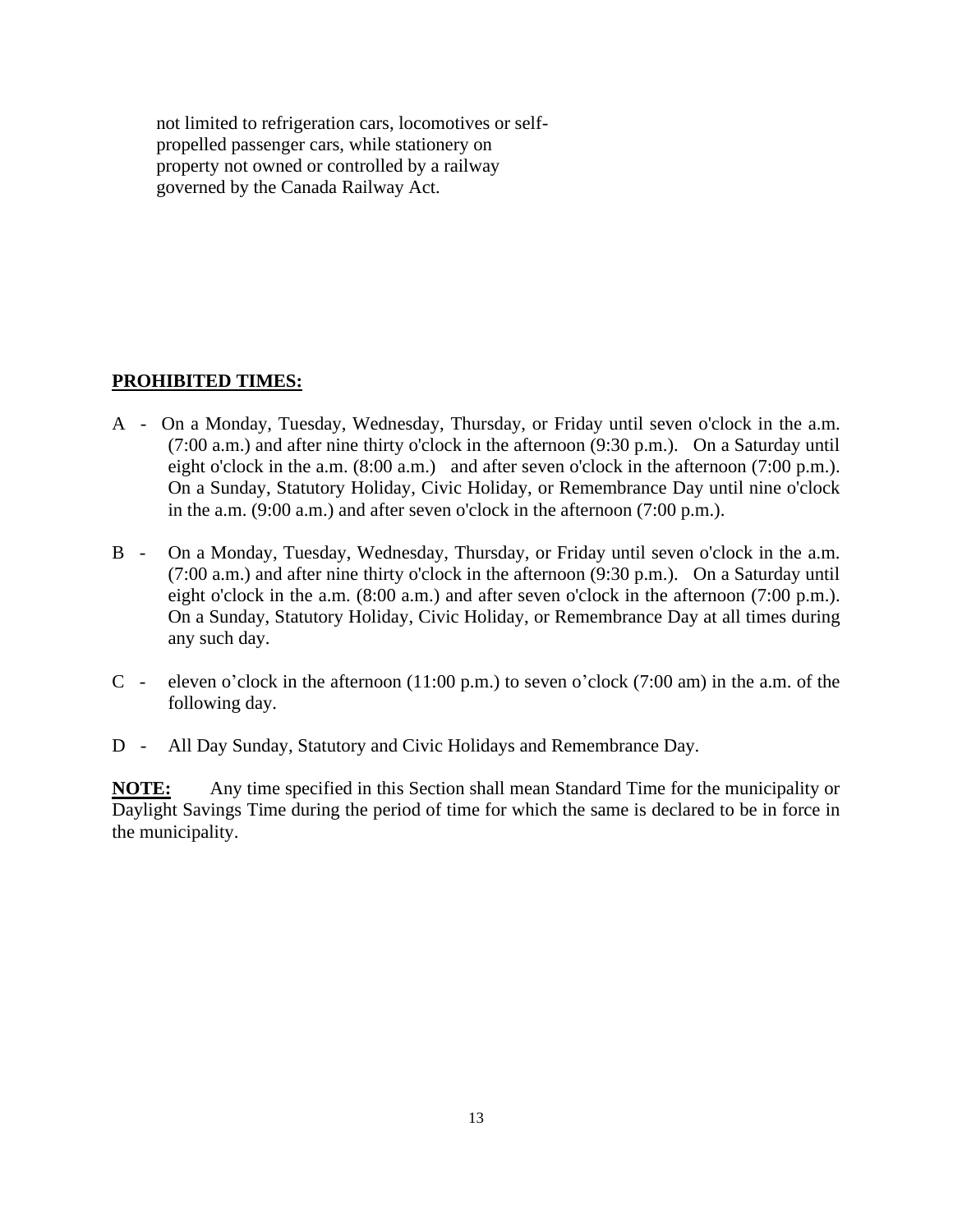not limited to refrigeration cars, locomotives or self-propelled passenger cars, while stationery on property not owned or controlled by a railway governed by the Canada Railway Act.

**PROHIBITED TIMES:**

A - On a Monday, Tuesday, Wednesday, Thursday, or Friday until seven o'clock in the a.m. (7:00 a.m.) and after nine thirty o'clock in the afternoon (9:30 p.m.). On a Saturday until eight o'clock in the a.m. (8:00 a.m.) and after seven o'clock in the afternoon (7:00 p.m.). On a Sunday, Statutory Holiday, Civic Holiday, or Remembrance Day until nine o'clock in the a.m. (9:00 a.m.) and after seven o'clock in the afternoon (7:00 p.m.).

B - On a Monday, Tuesday, Wednesday, Thursday, or Friday until seven o'clock in the a.m. (7:00 a.m.) and after nine thirty o'clock in the afternoon (9:30 p.m.). On a Saturday until eight o'clock in the a.m. (8:00 a.m.) and after seven o'clock in the afternoon (7:00 p.m.). On a Sunday, Statutory Holiday, Civic Holiday, or Remembrance Day at all times during any such day.

C - eleven o'clock in the afternoon (11:00 p.m.) to seven o'clock (7:00 am) in the a.m. of the following day.

D - All Day Sunday, Statutory and Civic Holidays and Remembrance Day.

**NOTE:** Any time specified in this Section shall mean Standard Time for the municipality or Daylight Savings Time during the period of time for which the same is declared to be in force in the municipality.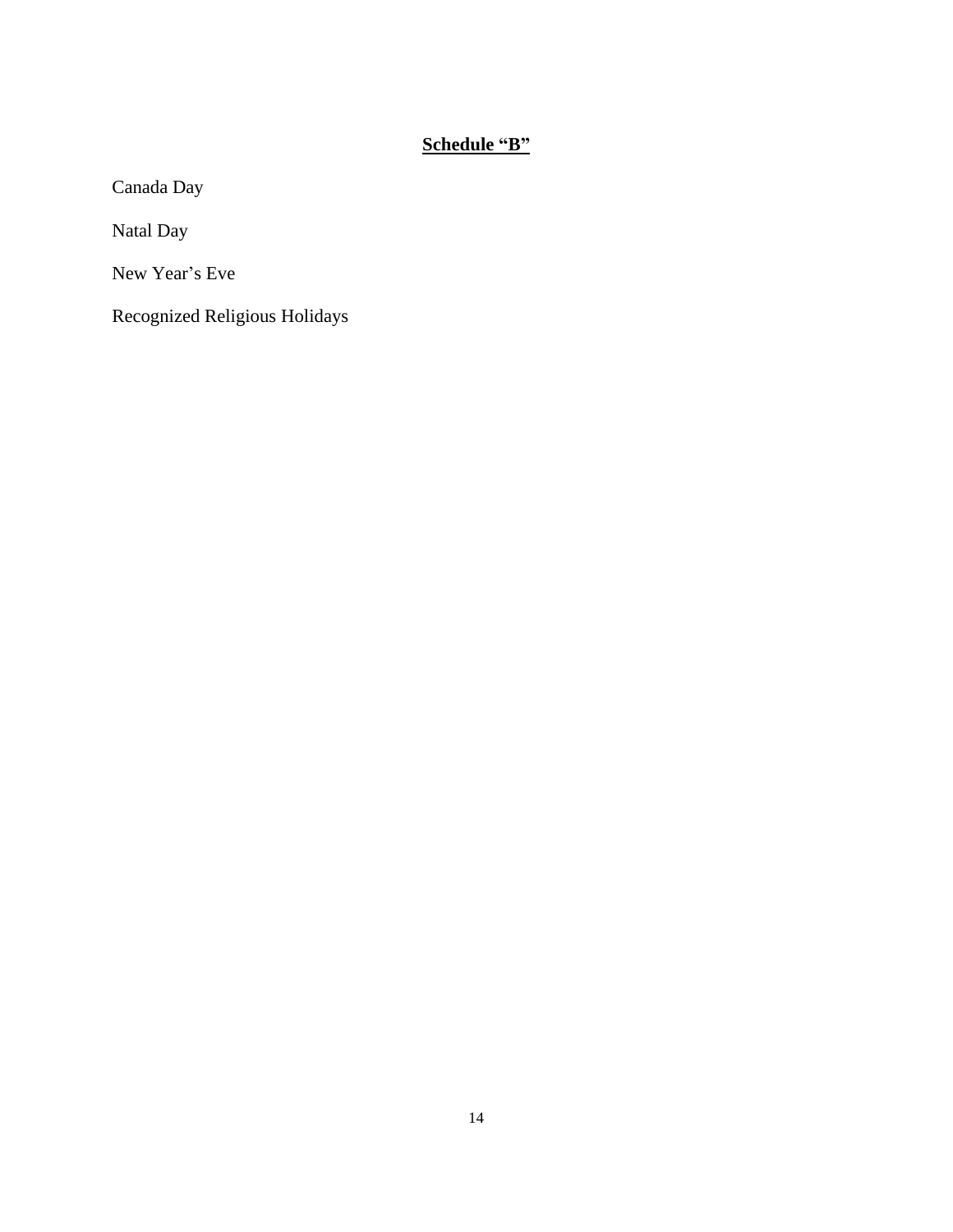**Schedule "B"**

Canada Day

Natal Day

New Year's Eve

Recognized Religious Holidays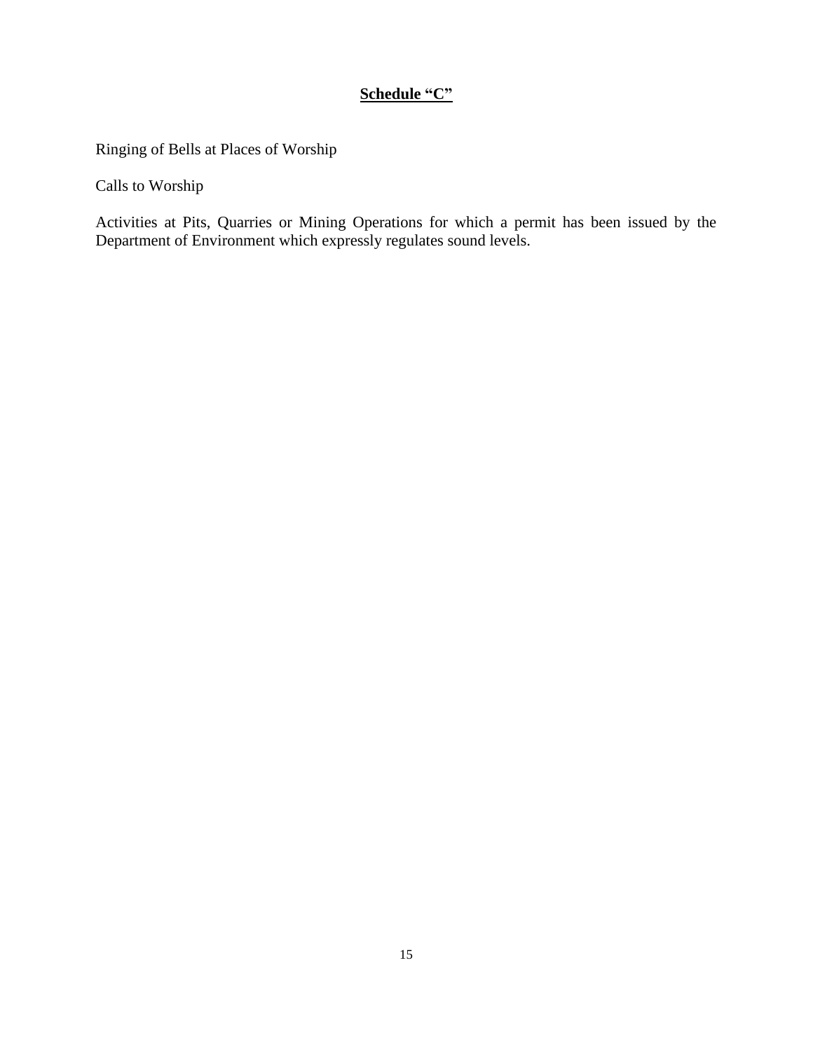## Schedule "C"

Ringing of Bells at Places of Worship

Calls to Worship

Activities at Pits, Quarries or Mining Operations for which a permit has been issued by the Department of Environment which expressly regulates sound levels.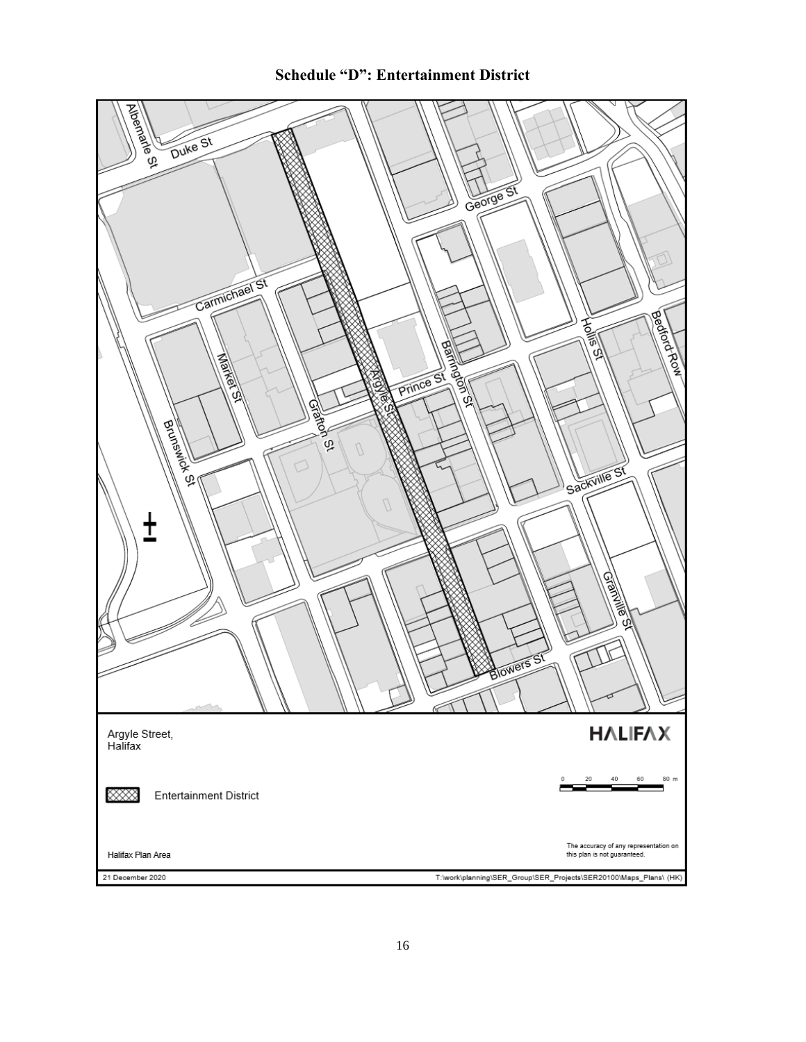# Schedule "D": Entertainment District

Albemarle St
Duke St
George St
Carmichael St
Market St
Grafton St
Argyle St
Prince St
Barrington St
Hollis St
Bedford Row
Brunswick St
Sackville St
Granville St
Blowers St

Argyle Street,
Halifax

HALIFAX

Entertainment District

0 20 40 60 80 m

Halifax Plan Area

The accuracy of any representation on this plan is not guaranteed.

21 December 2020

T:\work\planning\SER_Group\SER_Projects\SER20100\Maps_Plans\ (HK)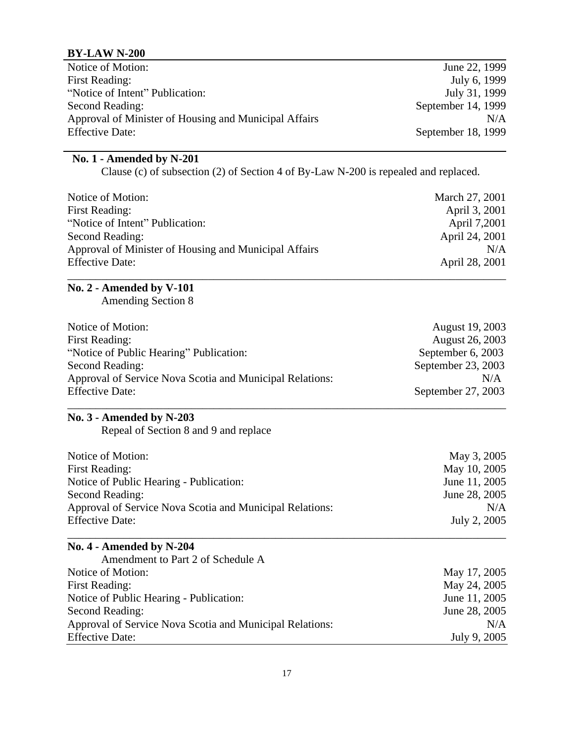**BY-LAW N-200**

| | |
|---|---|
| Notice of Motion: | June 22, 1999 |
| First Reading: | July 6, 1999 |
| "Notice of Intent" Publication: | July 31, 1999 |
| Second Reading: | September 14, 1999 |
| Approval of Minister of Housing and Municipal Affairs | N/A |
| Effective Date: | September 18, 1999 |

**No. 1 - Amended by N-201**

Clause (c) of subsection (2) of Section 4 of By-Law N-200 is repealed and replaced.

| | |
|---|---|
| Notice of Motion: | March 27, 2001 |
| First Reading: | April 3, 2001 |
| "Notice of Intent" Publication: | April 7,2001 |
| Second Reading: | April 24, 2001 |
| Approval of Minister of Housing and Municipal Affairs | N/A |
| Effective Date: | April 28, 2001 |

**No. 2 - Amended by V-101**

Amending Section 8

| | |
|---|---|
| Notice of Motion: | August 19, 2003 |
| First Reading: | August 26, 2003 |
| "Notice of Public Hearing" Publication: | September 6, 2003 |
| Second Reading: | September 23, 2003 |
| Approval of Service Nova Scotia and Municipal Relations: | N/A |
| Effective Date: | September 27, 2003 |

**No. 3 - Amended by N-203**

Repeal of Section 8 and 9 and replace

| | |
|---|---|
| Notice of Motion: | May 3, 2005 |
| First Reading: | May 10, 2005 |
| Notice of Public Hearing - Publication: | June 11, 2005 |
| Second Reading: | June 28, 2005 |
| Approval of Service Nova Scotia and Municipal Relations: | N/A |
| Effective Date: | July 2, 2005 |

**No. 4 - Amended by N-204**

Amendment to Part 2 of Schedule A

| | |
|---|---|
| Notice of Motion: | May 17, 2005 |
| First Reading: | May 24, 2005 |
| Notice of Public Hearing - Publication: | June 11, 2005 |
| Second Reading: | June 28, 2005 |
| Approval of Service Nova Scotia and Municipal Relations: | N/A |
| Effective Date: | July 9, 2005 |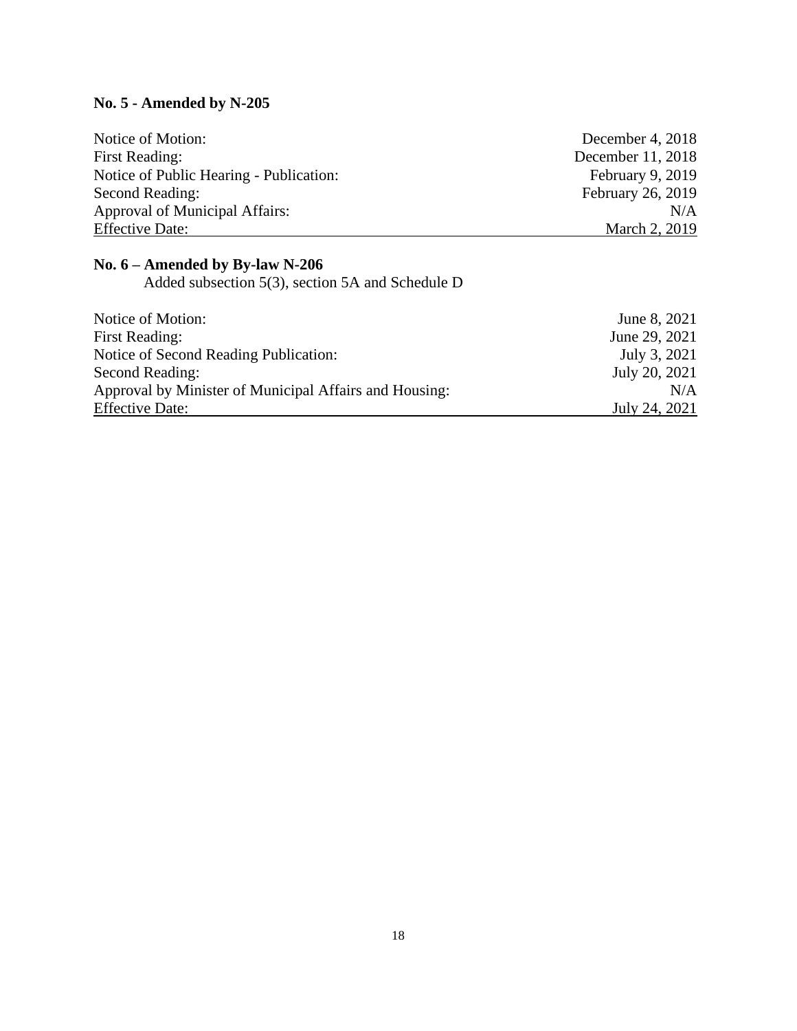**No. 5 - Amended by N-205**

| | |
|---|---|
| Notice of Motion: | December 4, 2018 |
| First Reading: | December 11, 2018 |
| Notice of Public Hearing - Publication: | February 9, 2019 |
| Second Reading: | February 26, 2019 |
| Approval of Municipal Affairs: | N/A |
| Effective Date: | March 2, 2019 |

**No. 6 – Amended by By-law N-206**

Added subsection 5(3), section 5A and Schedule D

| | |
|---|---|
| Notice of Motion: | June 8, 2021 |
| First Reading: | June 29, 2021 |
| Notice of Second Reading Publication: | July 3, 2021 |
| Second Reading: | July 20, 2021 |
| Approval by Minister of Municipal Affairs and Housing: | N/A |
| Effective Date: | July 24, 2021 |